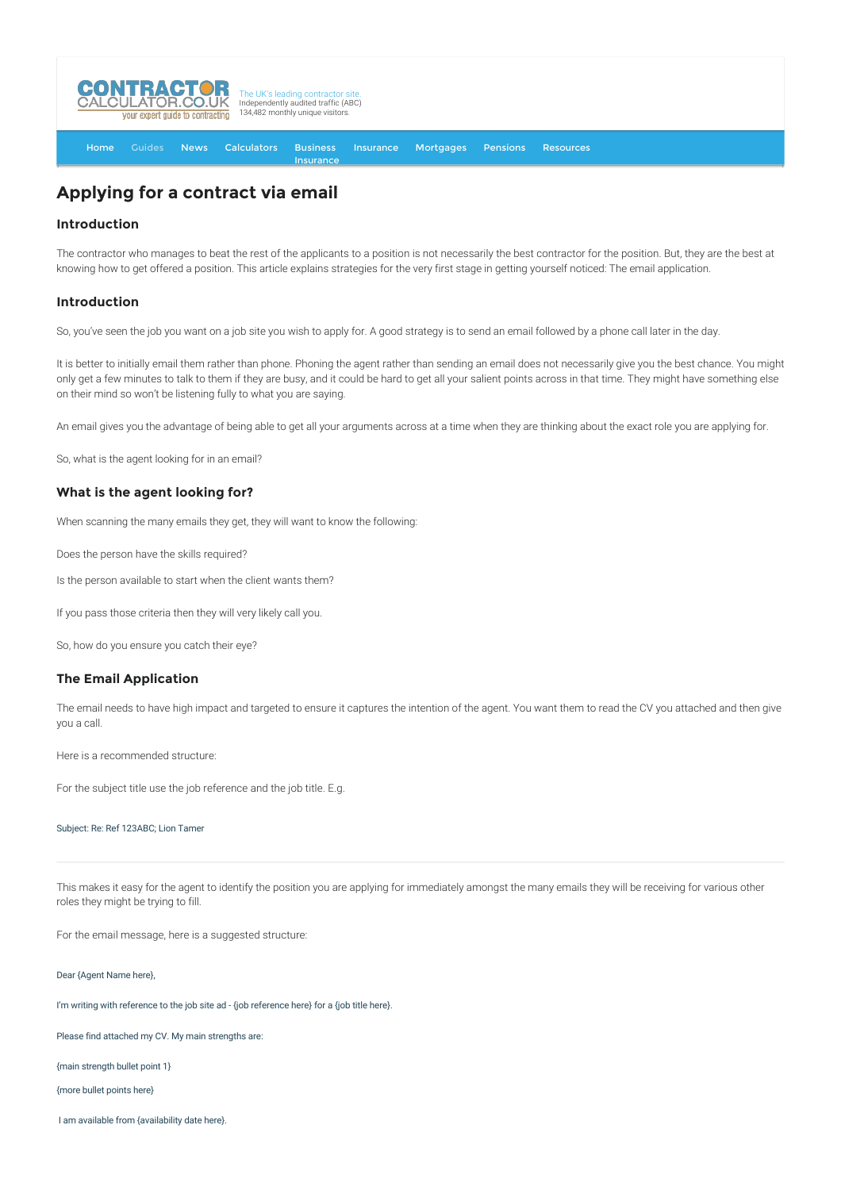CONTRACTOR CALCULATOR.CO.UK
your expert guide to contracting

The UK's leading contractor site.
Independently audited traffic (ABC)
134,482 monthly unique visitors.

Home | Guides | News | Calculators | Business Insurance | Insurance | Mortgages | Pensions | Resources

# Applying for a contract via email

## Introduction

The contractor who manages to beat the rest of the applicants to a position is not necessarily the best contractor for the position. But, they are the best at knowing how to get offered a position. This article explains strategies for the very first stage in getting yourself noticed: The email application.

## Introduction

So, you've seen the job you want on a job site you wish to apply for. A good strategy is to send an email followed by a phone call later in the day.

It is better to initially email them rather than phone. Phoning the agent rather than sending an email does not necessarily give you the best chance. You might only get a few minutes to talk to them if they are busy, and it could be hard to get all your salient points across in that time. They might have something else on their mind so won't be listening fully to what you are saying.

An email gives you the advantage of being able to get all your arguments across at a time when they are thinking about the exact role you are applying for.

So, what is the agent looking for in an email?

## What is the agent looking for?

When scanning the many emails they get, they will want to know the following:

Does the person have the skills required?

Is the person available to start when the client wants them?

If you pass those criteria then they will very likely call you.

So, how do you ensure you catch their eye?

## The Email Application

The email needs to have high impact and targeted to ensure it captures the intention of the agent. You want them to read the CV you attached and then give you a call.

Here is a recommended structure:

For the subject title use the job reference and the job title. E.g.

Subject: Re: Ref 123ABC; Lion Tamer

---

This makes it easy for the agent to identify the position you are applying for immediately amongst the many emails they will be receiving for various other roles they might be trying to fill.

For the email message, here is a suggested structure:

Dear {Agent Name here},

I'm writing with reference to the job site ad - {job reference here} for a {job title here}.

Please find attached my CV. My main strengths are:

{main strength bullet point 1}

{more bullet points here}

I am available from {availability date here}.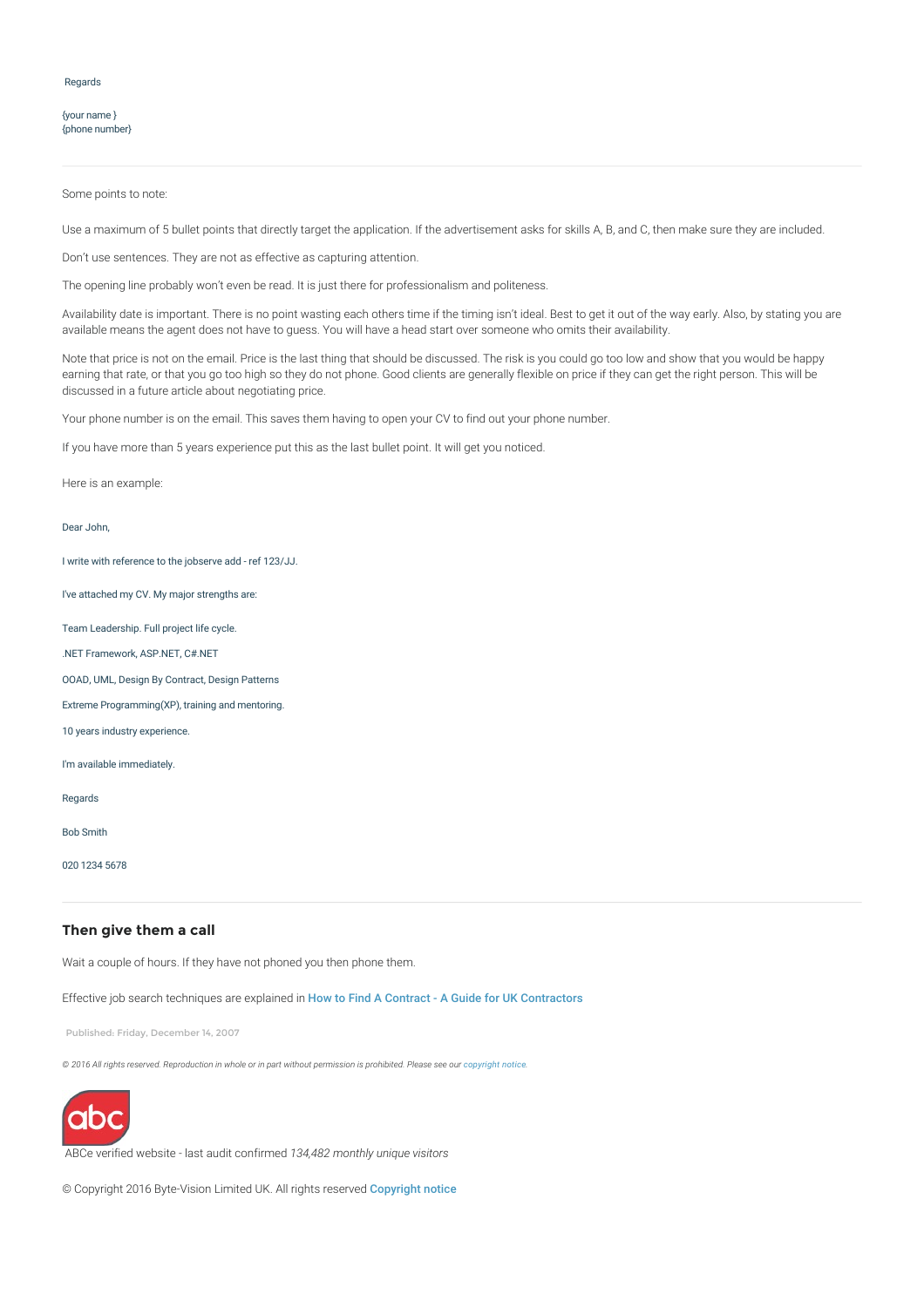Regards

{your name }
{phone number}

---

Some points to note:

Use a maximum of 5 bullet points that directly target the application. If the advertisement asks for skills A, B, and C, then make sure they are included.

Don't use sentences. They are not as effective as capturing attention.

The opening line probably won't even be read. It is just there for professionalism and politeness.

Availability date is important. There is no point wasting each others time if the timing isn't ideal. Best to get it out of the way early. Also, by stating you are available means the agent does not have to guess. You will have a head start over someone who omits their availability.

Note that price is not on the email. Price is the last thing that should be discussed. The risk is you could go too low and show that you would be happy earning that rate, or that you go too high so they do not phone. Good clients are generally flexible on price if they can get the right person. This will be discussed in a future article about negotiating price.

Your phone number is on the email. This saves them having to open your CV to find out your phone number.

If you have more than 5 years experience put this as the last bullet point. It will get you noticed.

Here is an example:

Dear John,

I write with reference to the jobserve add - ref 123/JJ.

I've attached my CV. My major strengths are:

Team Leadership. Full project life cycle.

.NET Framework, ASP.NET, C#.NET

OOAD, UML, Design By Contract, Design Patterns

Extreme Programming(XP), training and mentoring.

10 years industry experience.

I'm available immediately.

Regards

Bob Smith

020 1234 5678

---

## Then give them a call

Wait a couple of hours. If they have not phoned you then phone them.

Effective job search techniques are explained in How to Find A Contract - A Guide for UK Contractors

Published: Friday, December 14, 2007

*© 2016 All rights reserved. Reproduction in whole or in part without permission is prohibited. Please see our copyright notice.*

ABCe verified website - last audit confirmed *134,482 monthly unique visitors*

© Copyright 2016 Byte-Vision Limited UK. All rights reserved Copyright notice